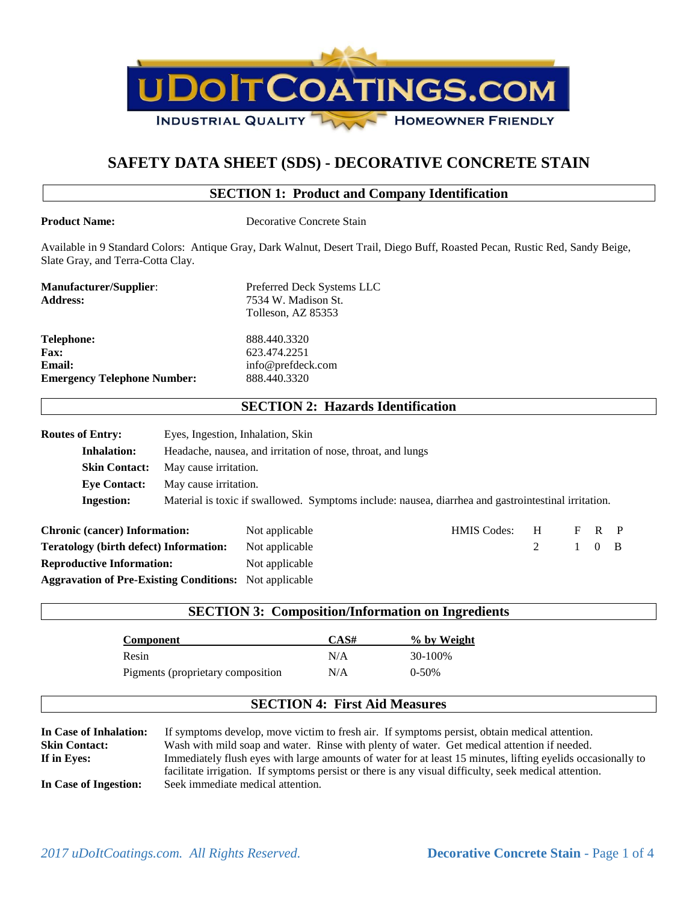**UDOITCOATINGS.COM**

INDUSTRIAL QUALITY — HOMEOWNER FRIENDLY

# SAFETY DATA SHEET (SDS) - DECORATIVE CONCRETE STAIN

## SECTION 1: Product and Company Identification

**Product Name:** Decorative Concrete Stain

Available in 9 Standard Colors: Antique Gray, Dark Walnut, Desert Trail, Diego Buff, Roasted Pecan, Rustic Red, Sandy Beige, Slate Gray, and Terra-Cotta Clay.

**Manufacturer/Supplier**: Preferred Deck Systems LLC
**Address:** 7534 W. Madison St.
Tolleson, AZ 85353

**Telephone:** 888.440.3320
**Fax:** 623.474.2251
**Email:** info@prefdeck.com
**Emergency Telephone Number:** 888.440.3320

## SECTION 2: Hazards Identification

**Routes of Entry:** Eyes, Ingestion, Inhalation, Skin

- **Inhalation:** Headache, nausea, and irritation of nose, throat, and lungs
- **Skin Contact:** May cause irritation.
- **Eye Contact:** May cause irritation.
- **Ingestion:** Material is toxic if swallowed. Symptoms include: nausea, diarrhea and gastrointestinal irritation.

**Chronic (cancer) Information:** Not applicable
**Teratology (birth defect) Information:** Not applicable
**Reproductive Information:** Not applicable
**Aggravation of Pre-Existing Conditions:** Not applicable

| HMIS Codes: | H | F | R | P |
|---|---|---|---|---|
| | 2 | 1 | 0 | B |

## SECTION 3: Composition/Information on Ingredients

| Component | CAS# | % by Weight |
|---|---|---|
| Resin | N/A | 30-100% |
| Pigments (proprietary composition | N/A | 0-50% |

## SECTION 4: First Aid Measures

**In Case of Inhalation:** If symptoms develop, move victim to fresh air. If symptoms persist, obtain medical attention.
**Skin Contact:** Wash with mild soap and water. Rinse with plenty of water. Get medical attention if needed.
**If in Eyes:** Immediately flush eyes with large amounts of water for at least 15 minutes, lifting eyelids occasionally to facilitate irrigation. If symptoms persist or there is any visual difficulty, seek medical attention.
**In Case of Ingestion:** Seek immediate medical attention.

*2017 uDoItCoatings.com. All Rights Reserved.*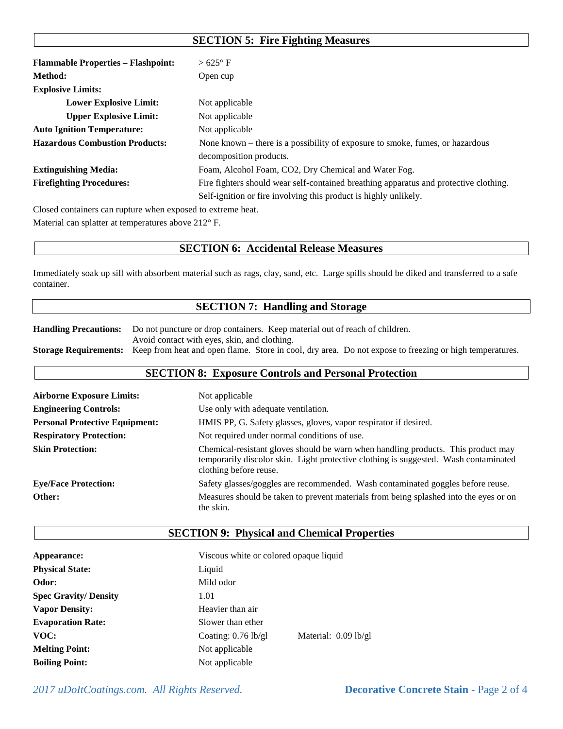## SECTION 5: Fire Fighting Measures

| | |
|---|---|
| **Flammable Properties – Flashpoint:** | > 625° F |
| **Method:** | Open cup |
| **Explosive Limits:** | |
| **Lower Explosive Limit:** | Not applicable |
| **Upper Explosive Limit:** | Not applicable |
| **Auto Ignition Temperature:** | Not applicable |
| **Hazardous Combustion Products:** | None known – there is a possibility of exposure to smoke, fumes, or hazardous decomposition products. |
| **Extinguishing Media:** | Foam, Alcohol Foam, $CO_2$, Dry Chemical and Water Fog. |
| **Firefighting Procedures:** | Fire fighters should wear self-contained breathing apparatus and protective clothing. Self-ignition or fire involving this product is highly unlikely. |

Closed containers can rupture when exposed to extreme heat.

Material can splatter at temperatures above 212° F.

## SECTION 6: Accidental Release Measures

Immediately soak up sill with absorbent material such as rags, clay, sand, etc. Large spills should be diked and transferred to a safe container.

## SECTION 7: Handling and Storage

**Handling Precautions:** Do not puncture or drop containers. Keep material out of reach of children. Avoid contact with eyes, skin, and clothing.

**Storage Requirements:** Keep from heat and open flame. Store in cool, dry area. Do not expose to freezing or high temperatures.

## SECTION 8: Exposure Controls and Personal Protection

| | |
|---|---|
| **Airborne Exposure Limits:** | Not applicable |
| **Engineering Controls:** | Use only with adequate ventilation. |
| **Personal Protective Equipment:** | HMIS PP, G. Safety glasses, gloves, vapor respirator if desired. |
| **Respiratory Protection:** | Not required under normal conditions of use. |
| **Skin Protection:** | Chemical-resistant gloves should be warn when handling products. This product may temporarily discolor skin. Light protective clothing is suggested. Wash contaminated clothing before reuse. |
| **Eye/Face Protection:** | Safety glasses/goggles are recommended. Wash contaminated goggles before reuse. |
| **Other:** | Measures should be taken to prevent materials from being splashed into the eyes or on the skin. |

## SECTION 9: Physical and Chemical Properties

| | | |
|---|---|---|
| **Appearance:** | Viscous white or colored opaque liquid | |
| **Physical State:** | Liquid | |
| **Odor:** | Mild odor | |
| **Spec Gravity/ Density** | 1.01 | |
| **Vapor Density:** | Heavier than air | |
| **Evaporation Rate:** | Slower than ether | |
| **VOC:** | Coating: 0.76 lb/gl | Material: 0.09 lb/gl |
| **Melting Point:** | Not applicable | |
| **Boiling Point:** | Not applicable | |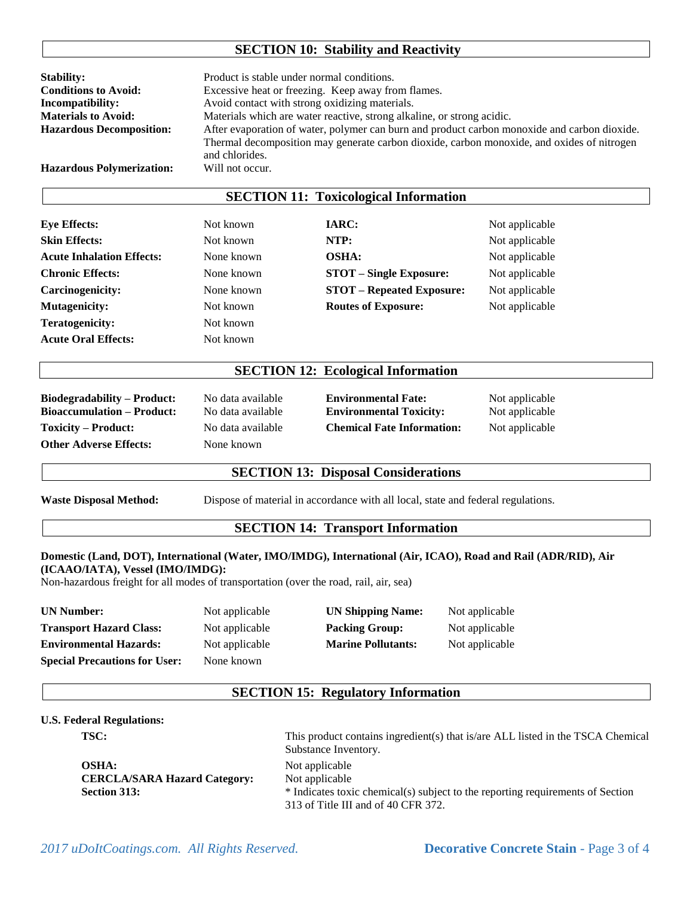## SECTION 10: Stability and Reactivity

| | |
|---|---|
| **Stability:** | Product is stable under normal conditions. |
| **Conditions to Avoid:** | Excessive heat or freezing. Keep away from flames. |
| **Incompatibility:** | Avoid contact with strong oxidizing materials. |
| **Materials to Avoid:** | Materials which are water reactive, strong alkaline, or strong acidic. |
| **Hazardous Decomposition:** | After evaporation of water, polymer can burn and product carbon monoxide and carbon dioxide. Thermal decomposition may generate carbon dioxide, carbon monoxide, and oxides of nitrogen and chlorides. |
| **Hazardous Polymerization:** | Will not occur. |

## SECTION 11: Toxicological Information

| | | | |
|---|---|---|---|
| **Eye Effects:** | Not known | **IARC:** | Not applicable |
| **Skin Effects:** | Not known | **NTP:** | Not applicable |
| **Acute Inhalation Effects:** | None known | **OSHA:** | Not applicable |
| **Chronic Effects:** | None known | **STOT – Single Exposure:** | Not applicable |
| **Carcinogenicity:** | None known | **STOT – Repeated Exposure:** | Not applicable |
| **Mutagenicity:** | Not known | **Routes of Exposure:** | Not applicable |
| **Teratogenicity:** | Not known | | |
| **Acute Oral Effects:** | Not known | | |

## SECTION 12: Ecological Information

| | | | |
|---|---|---|---|
| **Biodegradability – Product:** | No data available | **Environmental Fate:** | Not applicable |
| **Bioaccumulation – Product:** | No data available | **Environmental Toxicity:** | Not applicable |
| **Toxicity – Product:** | No data available | **Chemical Fate Information:** | Not applicable |
| **Other Adverse Effects:** | None known | | |

## SECTION 13: Disposal Considerations

**Waste Disposal Method:** Dispose of material in accordance with all local, state and federal regulations.

## SECTION 14: Transport Information

**Domestic (Land, DOT), International (Water, IMO/IMDG), International (Air, ICAO), Road and Rail (ADR/RID), Air (ICAAO/IATA), Vessel (IMO/IMDG):**
Non-hazardous freight for all modes of transportation (over the road, rail, air, sea)

| | | | |
|---|---|---|---|
| **UN Number:** | Not applicable | **UN Shipping Name:** | Not applicable |
| **Transport Hazard Class:** | Not applicable | **Packing Group:** | Not applicable |
| **Environmental Hazards:** | Not applicable | **Marine Pollutants:** | Not applicable |
| **Special Precautions for User:** | None known | | |

## SECTION 15: Regulatory Information

**U.S. Federal Regulations:**

| | |
|---|---|
| **TSC:** | This product contains ingredient(s) that is/are ALL listed in the TSCA Chemical Substance Inventory. |
| **OSHA:** | Not applicable |
| **CERCLA/SARA Hazard Category:** | Not applicable |
| **Section 313:** | * Indicates toxic chemical(s) subject to the reporting requirements of Section 313 of Title III and of 40 CFR 372. |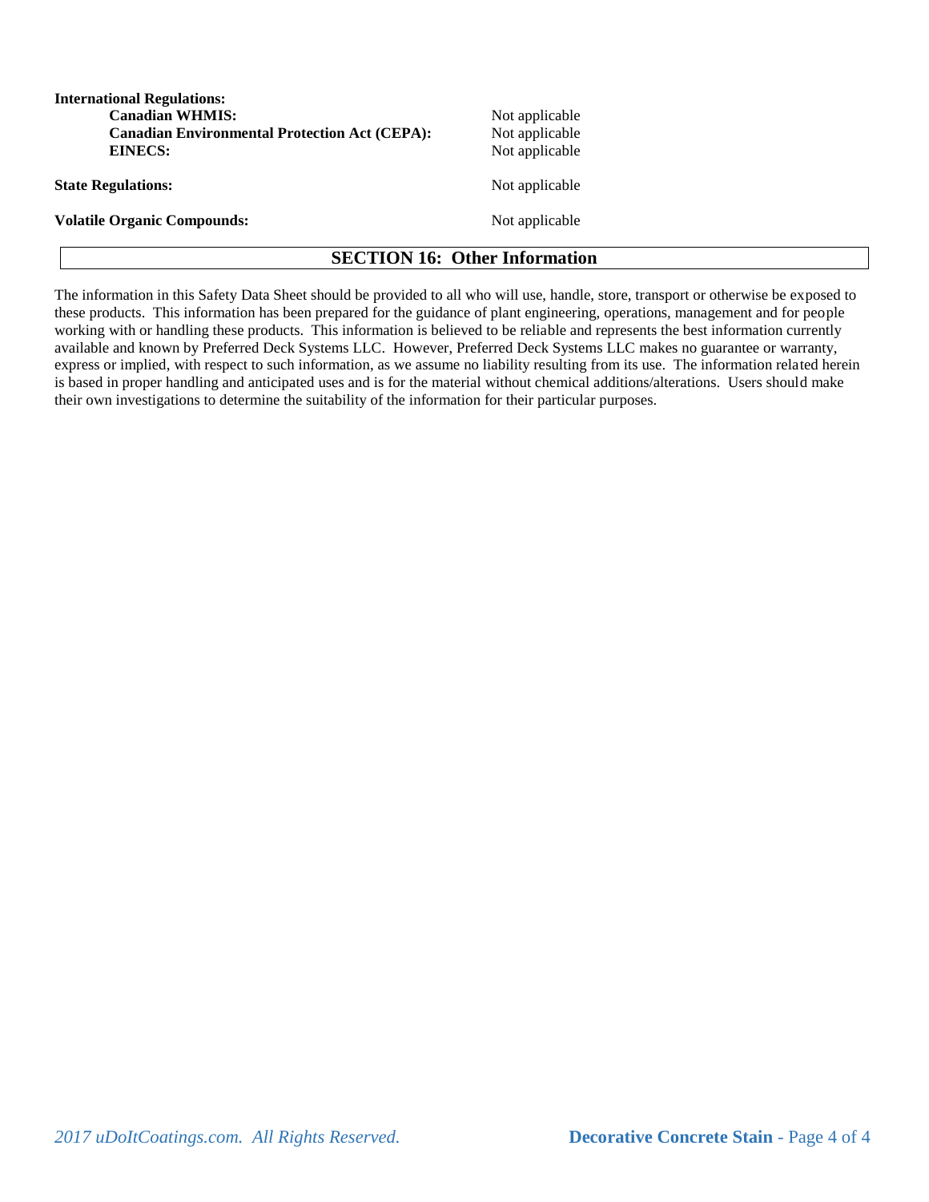**International Regulations:**

| | |
|---|---|
| **Canadian WHMIS:** | Not applicable |
| **Canadian Environmental Protection Act (CEPA):** | Not applicable |
| **EINECS:** | Not applicable |

**State Regulations:** Not applicable

**Volatile Organic Compounds:** Not applicable

## SECTION 16: Other Information

The information in this Safety Data Sheet should be provided to all who will use, handle, store, transport or otherwise be exposed to these products. This information has been prepared for the guidance of plant engineering, operations, management and for people working with or handling these products. This information is believed to be reliable and represents the best information currently available and known by Preferred Deck Systems LLC. However, Preferred Deck Systems LLC makes no guarantee or warranty, express or implied, with respect to such information, as we assume no liability resulting from its use. The information related herein is based in proper handling and anticipated uses and is for the material without chemical additions/alterations. Users should make their own investigations to determine the suitability of the information for their particular purposes.